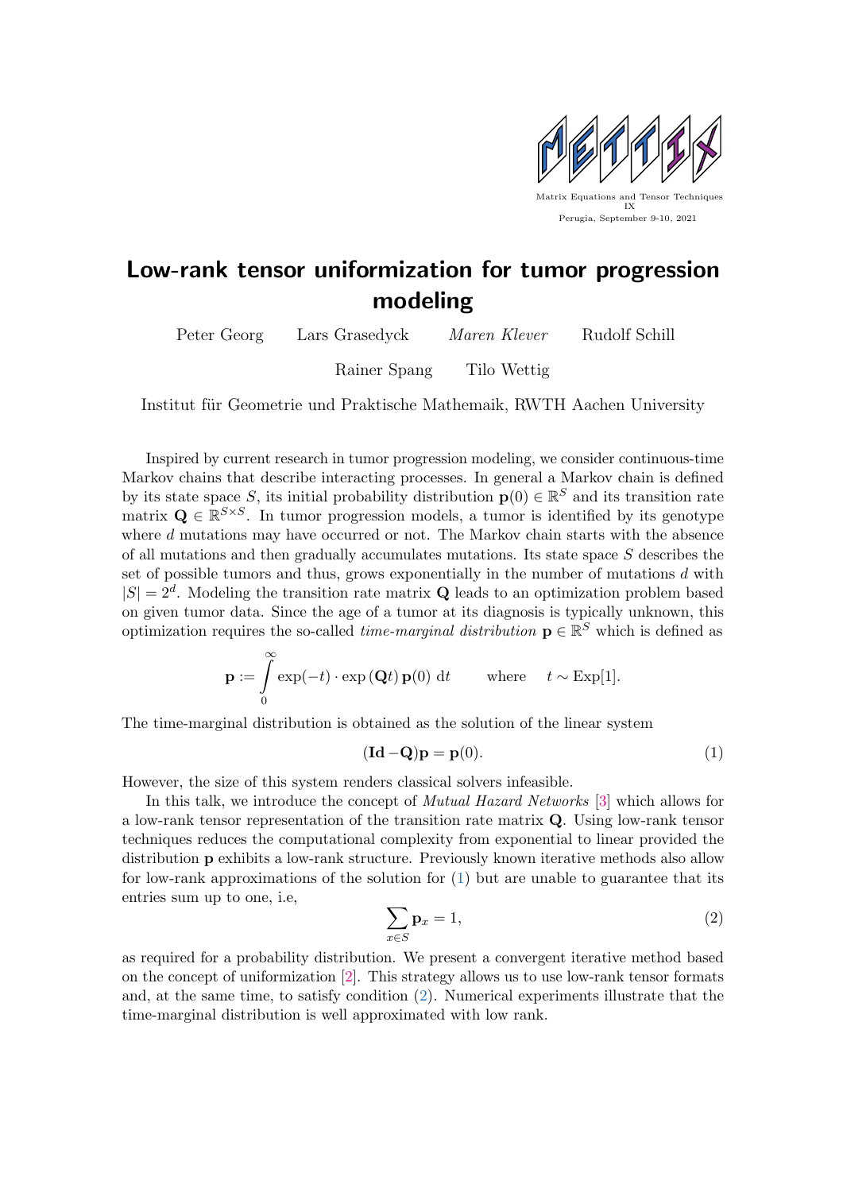Matrix Equations and Tensor Techniques IX
Perugia, September 9-10, 2021

# Low-rank tensor uniformization for tumor progression modeling

Peter Georg  Lars Grasedyck  *Maren Klever*  Rudolf Schill

Rainer Spang  Tilo Wettig

Institut für Geometrie und Praktische Mathemaik, RWTH Aachen University

Inspired by current research in tumor progression modeling, we consider continuous-time Markov chains that describe interacting processes. In general a Markov chain is defined by its state space $S$, its initial probability distribution $\mathbf{p}(0) \in \mathbb{R}^S$ and its transition rate matrix $\mathbf{Q} \in \mathbb{R}^{S \times S}$. In tumor progression models, a tumor is identified by its genotype where $d$ mutations may have occurred or not. The Markov chain starts with the absence of all mutations and then gradually accumulates mutations. Its state space $S$ describes the set of possible tumors and thus, grows exponentially in the number of mutations $d$ with $|S| = 2^d$. Modeling the transition rate matrix $\mathbf{Q}$ leads to an optimization problem based on given tumor data. Since the age of a tumor at its diagnosis is typically unknown, this optimization requires the so-called *time-marginal distribution* $\mathbf{p} \in \mathbb{R}^S$ which is defined as

$$\mathbf{p} := \int_0^\infty \exp(-t) \cdot \exp(\mathbf{Q}t)\, \mathbf{p}(0)\ \mathrm{d}t \qquad \text{where} \quad t \sim \mathrm{Exp}[1].$$

The time-marginal distribution is obtained as the solution of the linear system

$$(\mathbf{Id} - \mathbf{Q})\mathbf{p} = \mathbf{p}(0). \tag{1}$$

However, the size of this system renders classical solvers infeasible.

In this talk, we introduce the concept of *Mutual Hazard Networks* [3] which allows for a low-rank tensor representation of the transition rate matrix $\mathbf{Q}$. Using low-rank tensor techniques reduces the computational complexity from exponential to linear provided the distribution $\mathbf{p}$ exhibits a low-rank structure. Previously known iterative methods also allow for low-rank approximations of the solution for (1) but are unable to guarantee that its entries sum up to one, i.e,

$$\sum_{x \in S} \mathbf{p}_x = 1, \tag{2}$$

as required for a probability distribution. We present a convergent iterative method based on the concept of uniformization [2]. This strategy allows us to use low-rank tensor formats and, at the same time, to satisfy condition (2). Numerical experiments illustrate that the time-marginal distribution is well approximated with low rank.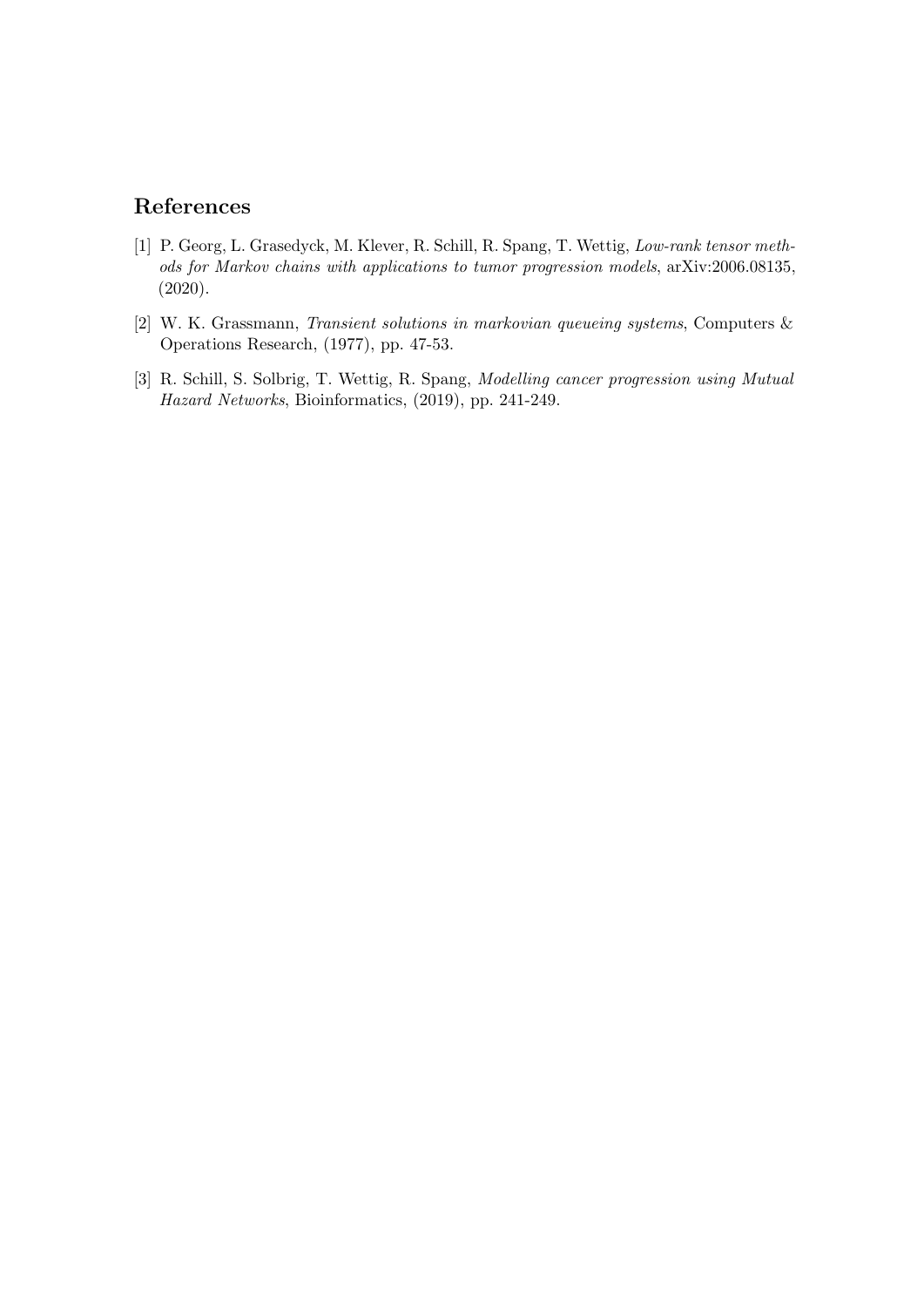## References

[1] P. Georg, L. Grasedyck, M. Klever, R. Schill, R. Spang, T. Wettig, *Low-rank tensor methods for Markov chains with applications to tumor progression models*, arXiv:2006.08135, (2020).

[2] W. K. Grassmann, *Transient solutions in markovian queueing systems*, Computers & Operations Research, (1977), pp. 47-53.

[3] R. Schill, S. Solbrig, T. Wettig, R. Spang, *Modelling cancer progression using Mutual Hazard Networks*, Bioinformatics, (2019), pp. 241-249.